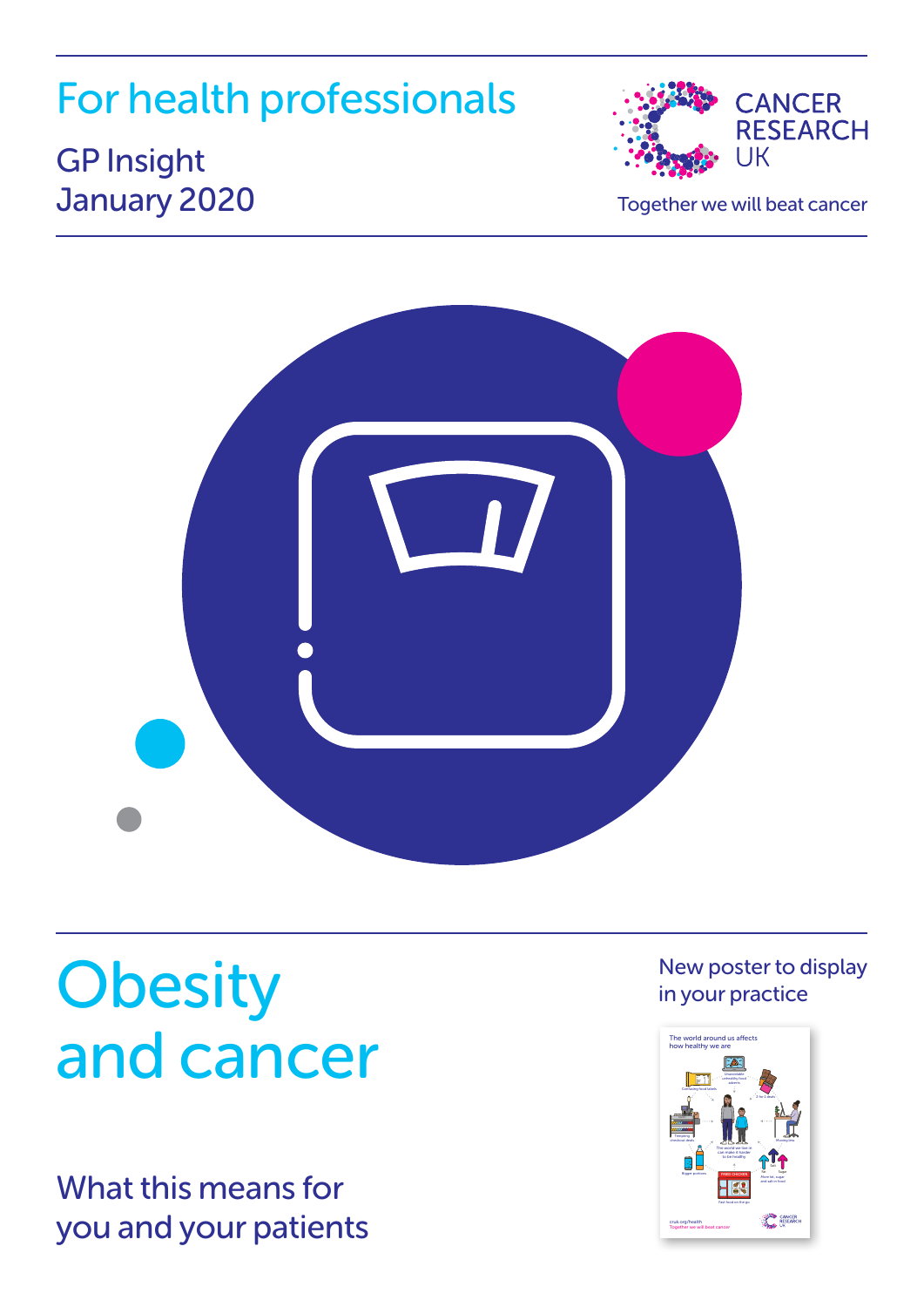For health professionals

GP Insight
January 2020

CANCER RESEARCH UK

Together we will beat cancer

# Obesity and cancer

## What this means for you and your patients

New poster to display in your practice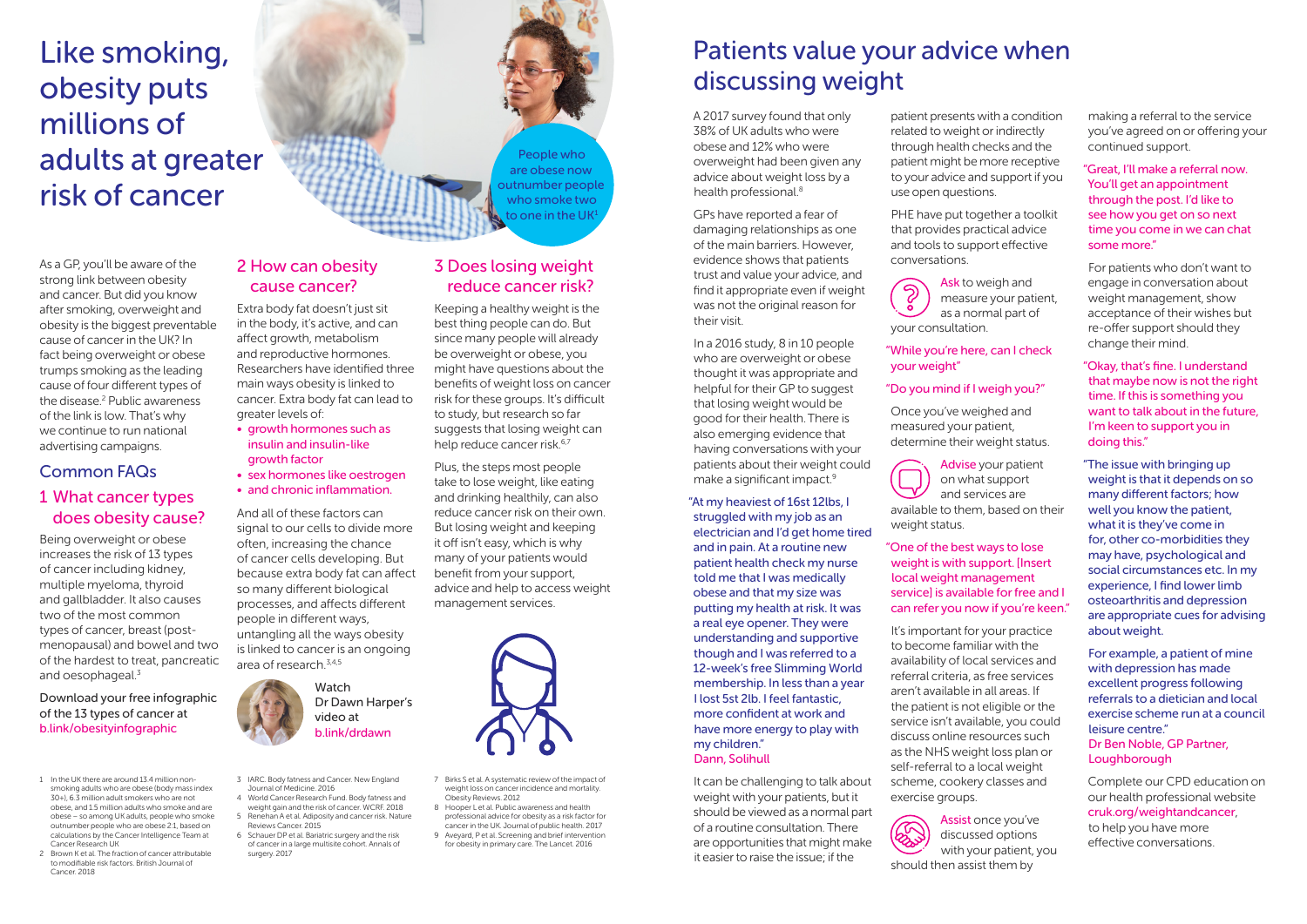# Like smoking, obesity puts millions of adults at greater risk of cancer

People who are obese now outnumber people who smoke two to one in the UK[1]

As a GP, you'll be aware of the strong link between obesity and cancer. But did you know after smoking, overweight and obesity is the biggest preventable cause of cancer in the UK? In fact being overweight or obese trumps smoking as the leading cause of four different types of the disease.[2] Public awareness of the link is low. That's why we continue to run national advertising campaigns.

## Common FAQs

### 1 What cancer types does obesity cause?

Being overweight or obese increases the risk of 13 types of cancer including kidney, multiple myeloma, thyroid and gallbladder. It also causes two of the most common types of cancer, breast (post-menopausal) and bowel and two of the hardest to treat, pancreatic and oesophageal.[3]

Download your free infographic of the 13 types of cancer at b.link/obesityinfographic

### 2 How can obesity cause cancer?

Extra body fat doesn't just sit in the body, it's active, and can affect growth, metabolism and reproductive hormones. Researchers have identified three main ways obesity is linked to cancer. Extra body fat can lead to greater levels of:

- growth hormones such as insulin and insulin-like growth factor
- sex hormones like oestrogen
- and chronic inflammation.

And all of these factors can signal to our cells to divide more often, increasing the chance of cancer cells developing. But because extra body fat can affect so many different biological processes, and affects different people in different ways, untangling all the ways obesity is linked to cancer is an ongoing area of research.[3,4,5]

Watch Dr Dawn Harper's video at b.link/drdawn

### 3 Does losing weight reduce cancer risk?

Keeping a healthy weight is the best thing people can do. But since many people will already be overweight or obese, you might have questions about the benefits of weight loss on cancer risk for these groups. It's difficult to study, but research so far suggests that losing weight can help reduce cancer risk.[6,7]

Plus, the steps most people take to lose weight, like eating and drinking healthily, can also reduce cancer risk on their own. But losing weight and keeping it off isn't easy, which is why many of your patients would benefit from your support, advice and help to access weight management services.

1 In the UK there are around 13.4 million non-smoking adults who are obese (body mass index 30+), 6.3 million adult smokers who are not obese, and 1.5 million adults who smoke and are obese – so among UK adults, people who smoke outnumber people who are obese 2:1, based on calculations by the Cancer Intelligence Team at Cancer Research UK

2 Brown K et al. The fraction of cancer attributable to modifiable risk factors. British Journal of Cancer. 2018

3 IARC. Body fatness and Cancer. New England Journal of Medicine. 2016

4 World Cancer Research Fund. Body fatness and weight gain and the risk of cancer. WCRF. 2018

5 Renehan A et al. Adiposity and cancer risk. Nature Reviews Cancer. 2015

6 Schauer DP et al. Bariatric surgery and the risk of cancer in a large multisite cohort. Annals of surgery. 2017

7 Birks S et al. A systematic review of the impact of weight loss on cancer incidence and mortality. Obesity Reviews. 2012

8 Hooper L et al. Public awareness and health professional advice for obesity as a risk factor for cancer in the UK. Journal of public health. 2017

9 Aveyard, P et al. Screening and brief intervention for obesity in primary care. The Lancet. 2016

# Patients value your advice when discussing weight

A 2017 survey found that only 38% of UK adults who were obese and 12% who were overweight had been given any advice about weight loss by a health professional.[8]

GPs have reported a fear of damaging relationships as one of the main barriers. However, evidence shows that patients trust and value your advice, and find it appropriate even if weight was not the original reason for their visit.

In a 2016 study, 8 in 10 people who are overweight or obese thought it was appropriate and helpful for their GP to suggest that losing weight would be good for their health. There is also emerging evidence that having conversations with your patients about their weight could make a significant impact.[9]

"At my heaviest of 16st 12lbs, I struggled with my job as an electrician and I'd get home tired and in pain. At a routine new patient health check my nurse told me that I was medically obese and that my size was putting my health at risk. It was a real eye opener. They were understanding and supportive though and I was referred to a 12-week's free Slimming World membership. In less than a year I lost 5st 2lb. I feel fantastic, more confident at work and have more energy to play with my children."
Dann, Solihull

It can be challenging to talk about weight with your patients, but it should be viewed as a normal part of a routine consultation. There are opportunities that might make it easier to raise the issue; if the patient presents with a condition related to weight or indirectly through health checks and the patient might be more receptive to your advice and support if you use open questions.

PHE have put together a toolkit that provides practical advice and tools to support effective conversations.

**Ask** to weigh and measure your patient, as a normal part of your consultation.

"While you're here, can I check your weight"

"Do you mind if I weigh you?"

Once you've weighed and measured your patient, determine their weight status.

**Advise** your patient on what support and services are available to them, based on their weight status.

"One of the best ways to lose weight is with support. [Insert local weight management service] is available for free and I can refer you now if you're keen."

It's important for your practice to become familiar with the availability of local services and referral criteria, as free services aren't available in all areas. If the patient is not eligible or the service isn't available, you could discuss online resources such as the NHS weight loss plan or self-referral to a local weight scheme, cookery classes and exercise groups.

**Assist** once you've discussed options with your patient, you should then assist them by making a referral to the service you've agreed on or offering your continued support.

"Great, I'll make a referral now. You'll get an appointment through the post. I'd like to see how you get on so next time you come in we can chat some more."

For patients who don't want to engage in conversation about weight management, show acceptance of their wishes but re-offer support should they change their mind.

"Okay, that's fine. I understand that maybe now is not the right time. If this is something you want to talk about in the future, I'm keen to support you in doing this."

"The issue with bringing up weight is that it depends on so many different factors; how well you know the patient, what it is they've come in for, other co-morbidities they may have, psychological and social circumstances etc. In my experience, I find lower limb osteoarthritis and depression are appropriate cues for advising about weight.

For example, a patient of mine with depression has made excellent progress following referrals to a dietician and local exercise scheme run at a council leisure centre."
Dr Ben Noble, GP Partner, Loughborough

Complete our CPD education on our health professional website cruk.org/weightandcancer, to help you have more effective conversations.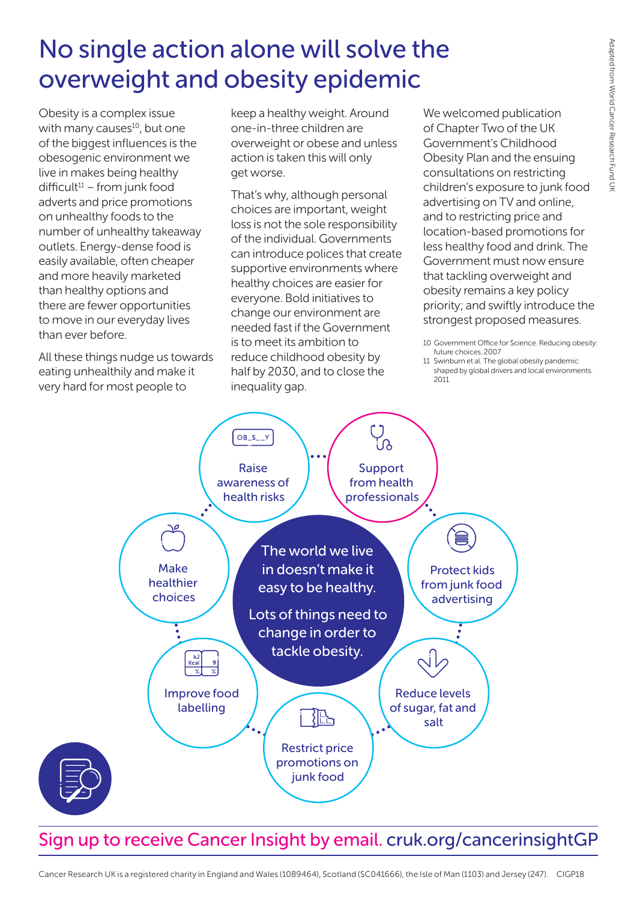# No single action alone will solve the overweight and obesity epidemic

Obesity is a complex issue with many causes[10], but one of the biggest influences is the obesogenic environment we live in makes being healthy difficult[11] – from junk food adverts and price promotions on unhealthy foods to the number of unhealthy takeaway outlets. Energy-dense food is easily available, often cheaper and more heavily marketed than healthy options and there are fewer opportunities to move in our everyday lives than ever before.

All these things nudge us towards eating unhealthily and make it very hard for most people to keep a healthy weight. Around one-in-three children are overweight or obese and unless action is taken this will only get worse.

That's why, although personal choices are important, weight loss is not the sole responsibility of the individual. Governments can introduce polices that create supportive environments where healthy choices are easier for everyone. Bold initiatives to change our environment are needed fast if the Government is to meet its ambition to reduce childhood obesity by half by 2030, and to close the inequality gap.

We welcomed publication of Chapter Two of the UK Government's Childhood Obesity Plan and the ensuing consultations on restricting children's exposure to junk food advertising on TV and online, and to restricting price and location-based promotions for less healthy food and drink. The Government must now ensure that tackling overweight and obesity remains a key policy priority; and swiftly introduce the strongest proposed measures.

10 Government Office for Science. Reducing obesity: future choices. 2007

11 Swinburn et al. The global obesity pandemic: shaped by global drivers and local environments. 2011

The world we live in doesn't make it easy to be healthy.

Lots of things need to change in order to tackle obesity.

- Raise awareness of health risks
- Support from health professionals
- Protect kids from junk food advertising
- Reduce levels of sugar, fat and salt
- Restrict price promotions on junk food
- Improve food labelling
- Make healthier choices

Adapted from World Cancer Research Fund UK

Sign up to receive Cancer Insight by email. cruk.org/cancerinsightGP

Cancer Research UK is a registered charity in England and Wales (1089464), Scotland (SC041666), the Isle of Man (1103) and Jersey (247). CIGP18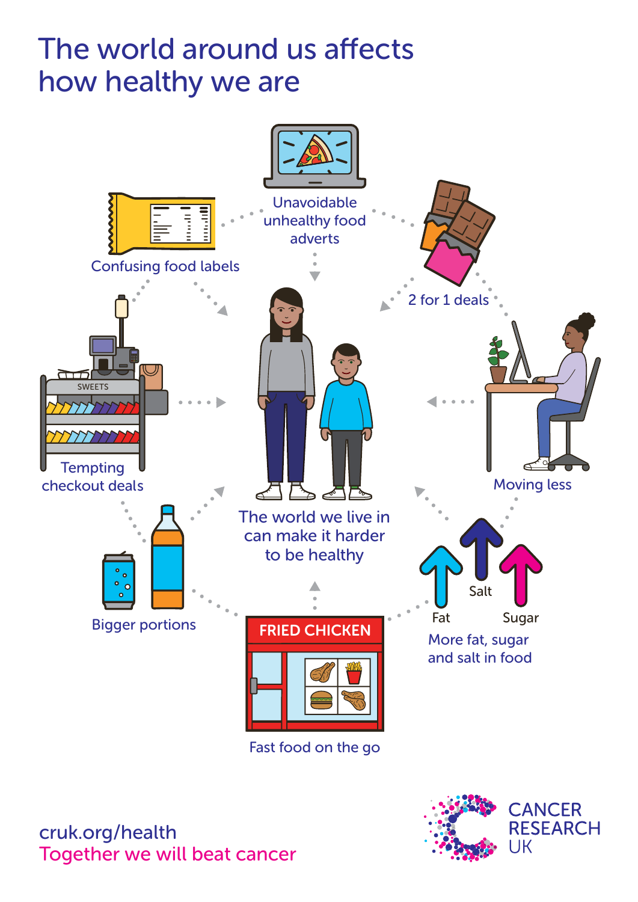# The world around us affects how healthy we are

Unavoidable unhealthy food adverts

2 for 1 deals

Moving less

Salt

Fat

Sugar

More fat, sugar and salt in food

FRIED CHICKEN

Fast food on the go

Bigger portions

SWEETS

Tempting checkout deals

Confusing food labels

The world we live in can make it harder to be healthy

cruk.org/health

Together we will beat cancer

CANCER RESEARCH UK